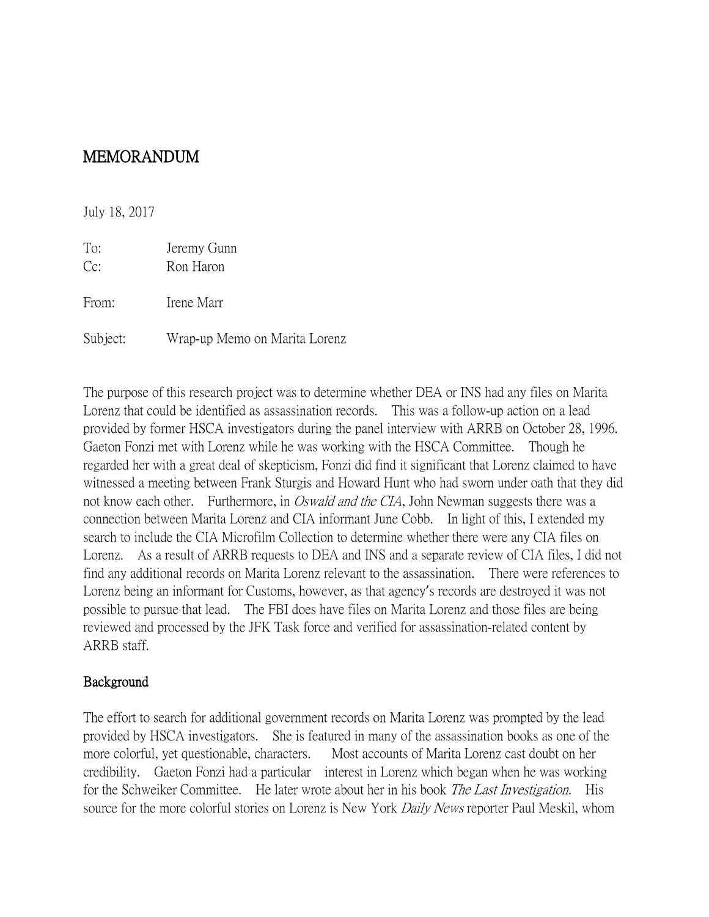# MEMORANDUM

July 18, 2017

To: Jeremy Gunn
Cc: Ron Haron

From: Irene Marr

Subject: Wrap-up Memo on Marita Lorenz

The purpose of this research project was to determine whether DEA or INS had any files on Marita Lorenz that could be identified as assassination records. This was a follow-up action on a lead provided by former HSCA investigators during the panel interview with ARRB on October 28, 1996. Gaeton Fonzi met with Lorenz while he was working with the HSCA Committee. Though he regarded her with a great deal of skepticism, Fonzi did find it significant that Lorenz claimed to have witnessed a meeting between Frank Sturgis and Howard Hunt who had sworn under oath that they did not know each other. Furthermore, in *Oswald and the CIA*, John Newman suggests there was a connection between Marita Lorenz and CIA informant June Cobb. In light of this, I extended my search to include the CIA Microfilm Collection to determine whether there were any CIA files on Lorenz. As a result of ARRB requests to DEA and INS and a separate review of CIA files, I did not find any additional records on Marita Lorenz relevant to the assassination. There were references to Lorenz being an informant for Customs, however, as that agency's records are destroyed it was not possible to pursue that lead. The FBI does have files on Marita Lorenz and those files are being reviewed and processed by the JFK Task force and verified for assassination-related content by ARRB staff.

## Background

The effort to search for additional government records on Marita Lorenz was prompted by the lead provided by HSCA investigators. She is featured in many of the assassination books as one of the more colorful, yet questionable, characters. Most accounts of Marita Lorenz cast doubt on her credibility. Gaeton Fonzi had a particular interest in Lorenz which began when he was working for the Schweiker Committee. He later wrote about her in his book *The Last Investigation*. His source for the more colorful stories on Lorenz is New York *Daily News* reporter Paul Meskil, whom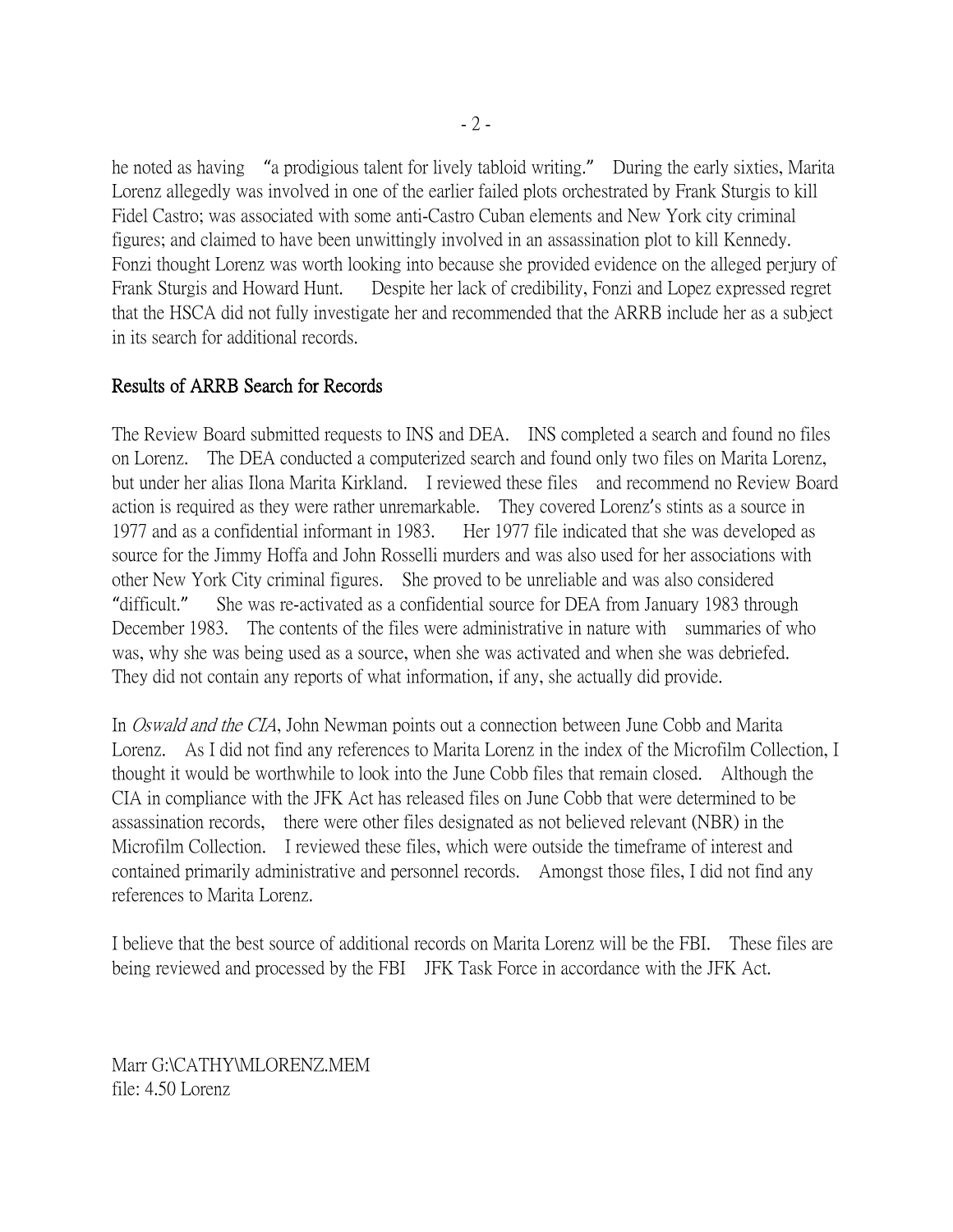he noted as having "a prodigious talent for lively tabloid writing." During the early sixties, Marita Lorenz allegedly was involved in one of the earlier failed plots orchestrated by Frank Sturgis to kill Fidel Castro; was associated with some anti-Castro Cuban elements and New York city criminal figures; and claimed to have been unwittingly involved in an assassination plot to kill Kennedy. Fonzi thought Lorenz was worth looking into because she provided evidence on the alleged perjury of Frank Sturgis and Howard Hunt. Despite her lack of credibility, Fonzi and Lopez expressed regret that the HSCA did not fully investigate her and recommended that the ARRB include her as a subject in its search for additional records.

## Results of ARRB Search for Records

The Review Board submitted requests to INS and DEA. INS completed a search and found no files on Lorenz. The DEA conducted a computerized search and found only two files on Marita Lorenz, but under her alias Ilona Marita Kirkland. I reviewed these files and recommend no Review Board action is required as they were rather unremarkable. They covered Lorenz's stints as a source in 1977 and as a confidential informant in 1983. Her 1977 file indicated that she was developed as source for the Jimmy Hoffa and John Rosselli murders and was also used for her associations with other New York City criminal figures. She proved to be unreliable and was also considered "difficult." She was re-activated as a confidential source for DEA from January 1983 through December 1983. The contents of the files were administrative in nature with summaries of who was, why she was being used as a source, when she was activated and when she was debriefed. They did not contain any reports of what information, if any, she actually did provide.

In *Oswald and the CIA*, John Newman points out a connection between June Cobb and Marita Lorenz. As I did not find any references to Marita Lorenz in the index of the Microfilm Collection, I thought it would be worthwhile to look into the June Cobb files that remain closed. Although the CIA in compliance with the JFK Act has released files on June Cobb that were determined to be assassination records, there were other files designated as not believed relevant (NBR) in the Microfilm Collection. I reviewed these files, which were outside the timeframe of interest and contained primarily administrative and personnel records. Amongst those files, I did not find any references to Marita Lorenz.

I believe that the best source of additional records on Marita Lorenz will be the FBI. These files are being reviewed and processed by the FBI JFK Task Force in accordance with the JFK Act.

Marr G:\CATHY\MLORENZ.MEM
file: 4.50 Lorenz